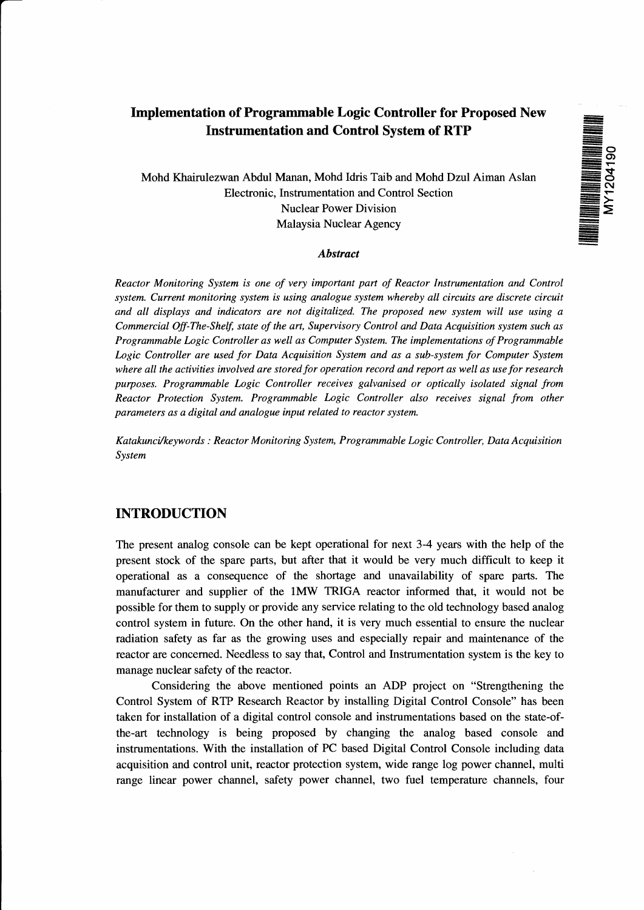# Implementation of Programmable Logic Controller for Proposed New Instrumentation and Control System of RTP

Mohd Khairulezwan Abdul Manan, Mohd Idris Taib and Mohd Dzul Aiman Aslan
Electronic, Instrumentation and Control Section
Nuclear Power Division
Malaysia Nuclear Agency

MY1204190

### *Abstract*

*Reactor Monitoring System is one of very important part of Reactor Instrumentation and Control system. Current monitoring system is using analogue system whereby all circuits are discrete circuit and all displays and indicators are not digitalized. The proposed new system will use using a Commercial Off-The-Shelf, state of the art, Supervisory Control and Data Acquisition system such as Programmable Logic Controller as well as Computer System. The implementations of Programmable Logic Controller are used for Data Acquisition System and as a sub-system for Computer System where all the activities involved are stored for operation record and report as well as use for research purposes. Programmable Logic Controller receives galvanised or optically isolated signal from Reactor Protection System. Programmable Logic Controller also receives signal from other parameters as a digital and analogue input related to reactor system.*

*Katakunci/keywords : Reactor Monitoring System, Programmable Logic Controller, Data Acquisition System*

## INTRODUCTION

The present analog console can be kept operational for next 3-4 years with the help of the present stock of the spare parts, but after that it would be very much difficult to keep it operational as a consequence of the shortage and unavailability of spare parts. The manufacturer and supplier of the 1MW TRIGA reactor informed that, it would not be possible for them to supply or provide any service relating to the old technology based analog control system in future. On the other hand, it is very much essential to ensure the nuclear radiation safety as far as the growing uses and especially repair and maintenance of the reactor are concerned. Needless to say that, Control and Instrumentation system is the key to manage nuclear safety of the reactor.

Considering the above mentioned points an ADP project on "Strengthening the Control System of RTP Research Reactor by installing Digital Control Console" has been taken for installation of a digital control console and instrumentations based on the state-of-the-art technology is being proposed by changing the analog based console and instrumentations. With the installation of PC based Digital Control Console including data acquisition and control unit, reactor protection system, wide range log power channel, multi range linear power channel, safety power channel, two fuel temperature channels, four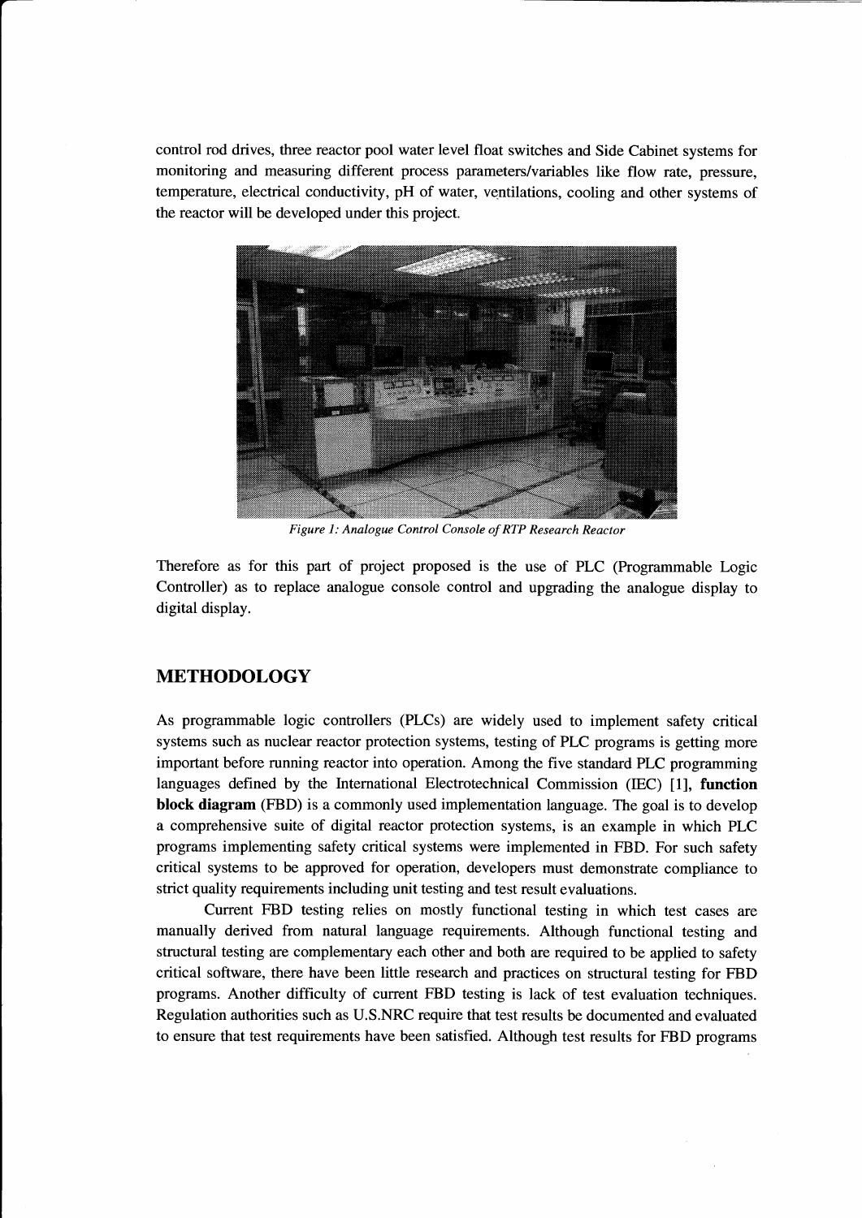control rod drives, three reactor pool water level float switches and Side Cabinet systems for monitoring and measuring different process parameters/variables like flow rate, pressure, temperature, electrical conductivity, pH of water, ventilations, cooling and other systems of the reactor will be developed under this project.

*Figure 1: Analogue Control Console of RTP Research Reactor*

Therefore as for this part of project proposed is the use of PLC (Programmable Logic Controller) as to replace analogue console control and upgrading the analogue display to digital display.

## METHODOLOGY

As programmable logic controllers (PLCs) are widely used to implement safety critical systems such as nuclear reactor protection systems, testing of PLC programs is getting more important before running reactor into operation. Among the five standard PLC programming languages defined by the International Electrotechnical Commission (IEC) [1], **function block diagram** (FBD) is a commonly used implementation language. The goal is to develop a comprehensive suite of digital reactor protection systems, is an example in which PLC programs implementing safety critical systems were implemented in FBD. For such safety critical systems to be approved for operation, developers must demonstrate compliance to strict quality requirements including unit testing and test result evaluations.

Current FBD testing relies on mostly functional testing in which test cases are manually derived from natural language requirements. Although functional testing and structural testing are complementary each other and both are required to be applied to safety critical software, there have been little research and practices on structural testing for FBD programs. Another difficulty of current FBD testing is lack of test evaluation techniques. Regulation authorities such as U.S.NRC require that test results be documented and evaluated to ensure that test requirements have been satisfied. Although test results for FBD programs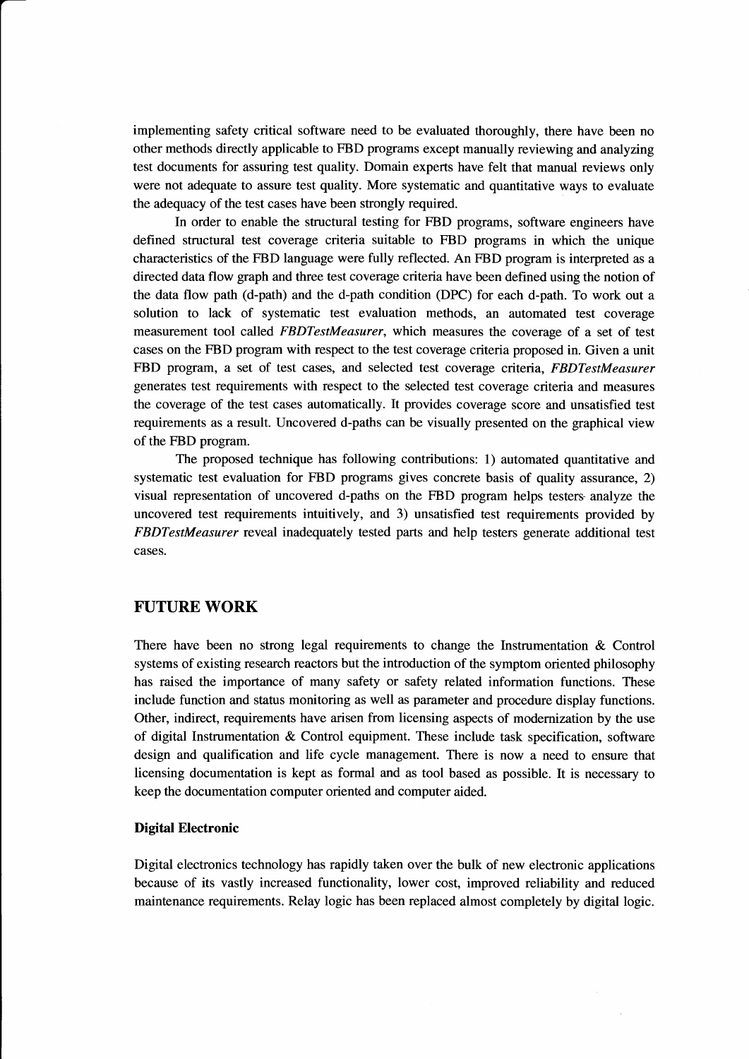implementing safety critical software need to be evaluated thoroughly, there have been no other methods directly applicable to FBD programs except manually reviewing and analyzing test documents for assuring test quality. Domain experts have felt that manual reviews only were not adequate to assure test quality. More systematic and quantitative ways to evaluate the adequacy of the test cases have been strongly required.

In order to enable the structural testing for FBD programs, software engineers have defined structural test coverage criteria suitable to FBD programs in which the unique characteristics of the FBD language were fully reflected. An FBD program is interpreted as a directed data flow graph and three test coverage criteria have been defined using the notion of the data flow path (d-path) and the d-path condition (DPC) for each d-path. To work out a solution to lack of systematic test evaluation methods, an automated test coverage measurement tool called *FBDTestMeasurer*, which measures the coverage of a set of test cases on the FBD program with respect to the test coverage criteria proposed in. Given a unit FBD program, a set of test cases, and selected test coverage criteria, *FBDTestMeasurer* generates test requirements with respect to the selected test coverage criteria and measures the coverage of the test cases automatically. It provides coverage score and unsatisfied test requirements as a result. Uncovered d-paths can be visually presented on the graphical view of the FBD program.

The proposed technique has following contributions: 1) automated quantitative and systematic test evaluation for FBD programs gives concrete basis of quality assurance, 2) visual representation of uncovered d-paths on the FBD program helps testers analyze the uncovered test requirements intuitively, and 3) unsatisfied test requirements provided by *FBDTestMeasurer* reveal inadequately tested parts and help testers generate additional test cases.

## FUTURE WORK

There have been no strong legal requirements to change the Instrumentation & Control systems of existing research reactors but the introduction of the symptom oriented philosophy has raised the importance of many safety or safety related information functions. These include function and status monitoring as well as parameter and procedure display functions. Other, indirect, requirements have arisen from licensing aspects of modernization by the use of digital Instrumentation & Control equipment. These include task specification, software design and qualification and life cycle management. There is now a need to ensure that licensing documentation is kept as formal and as tool based as possible. It is necessary to keep the documentation computer oriented and computer aided.

### Digital Electronic

Digital electronics technology has rapidly taken over the bulk of new electronic applications because of its vastly increased functionality, lower cost, improved reliability and reduced maintenance requirements. Relay logic has been replaced almost completely by digital logic.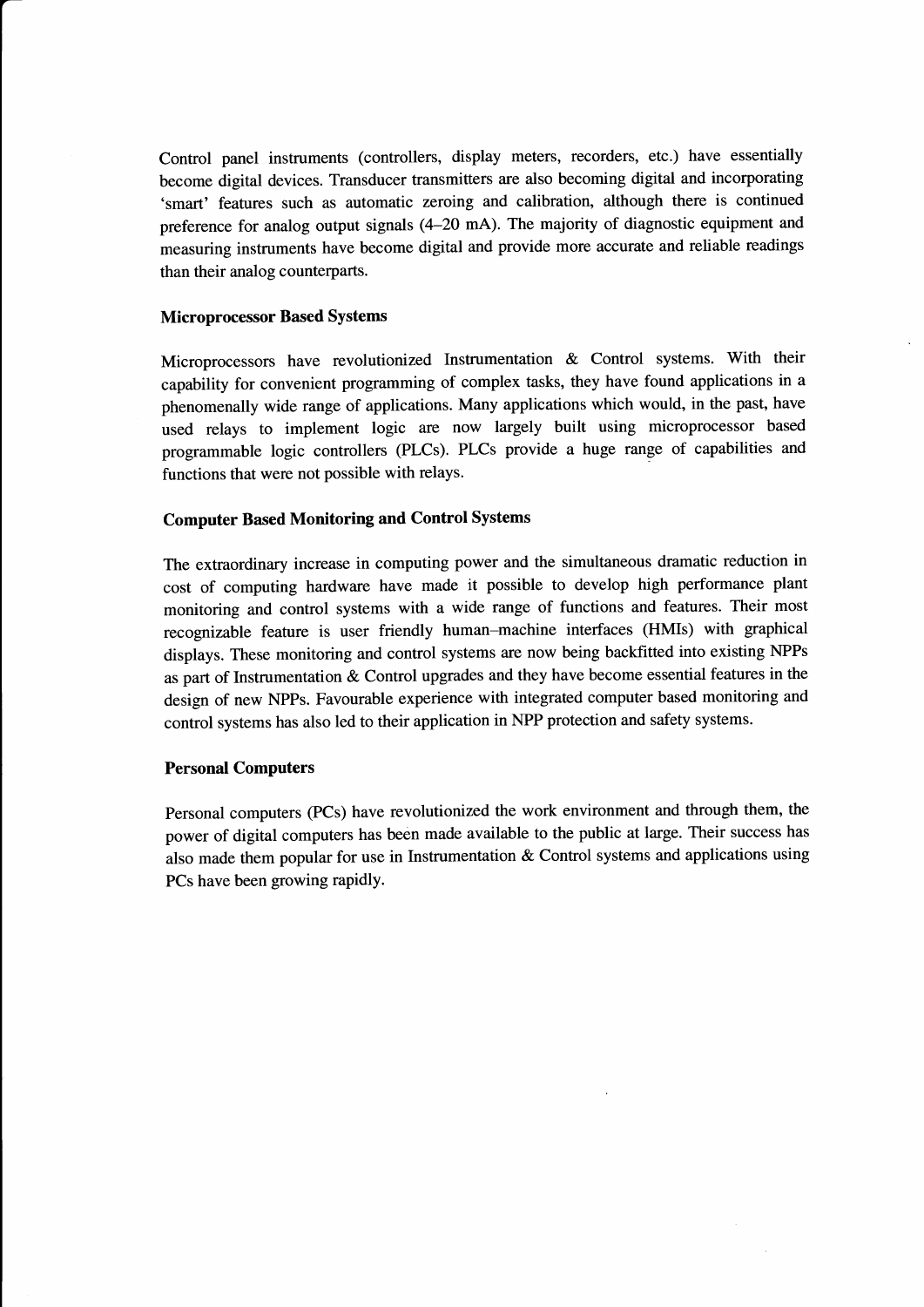Control panel instruments (controllers, display meters, recorders, etc.) have essentially become digital devices. Transducer transmitters are also becoming digital and incorporating 'smart' features such as automatic zeroing and calibration, although there is continued preference for analog output signals (4–20 mA). The majority of diagnostic equipment and measuring instruments have become digital and provide more accurate and reliable readings than their analog counterparts.

**Microprocessor Based Systems**

Microprocessors have revolutionized Instrumentation & Control systems. With their capability for convenient programming of complex tasks, they have found applications in a phenomenally wide range of applications. Many applications which would, in the past, have used relays to implement logic are now largely built using microprocessor based programmable logic controllers (PLCs). PLCs provide a huge range of capabilities and functions that were not possible with relays.

**Computer Based Monitoring and Control Systems**

The extraordinary increase in computing power and the simultaneous dramatic reduction in cost of computing hardware have made it possible to develop high performance plant monitoring and control systems with a wide range of functions and features. Their most recognizable feature is user friendly human–machine interfaces (HMIs) with graphical displays. These monitoring and control systems are now being backfitted into existing NPPs as part of Instrumentation & Control upgrades and they have become essential features in the design of new NPPs. Favourable experience with integrated computer based monitoring and control systems has also led to their application in NPP protection and safety systems.

**Personal Computers**

Personal computers (PCs) have revolutionized the work environment and through them, the power of digital computers has been made available to the public at large. Their success has also made them popular for use in Instrumentation & Control systems and applications using PCs have been growing rapidly.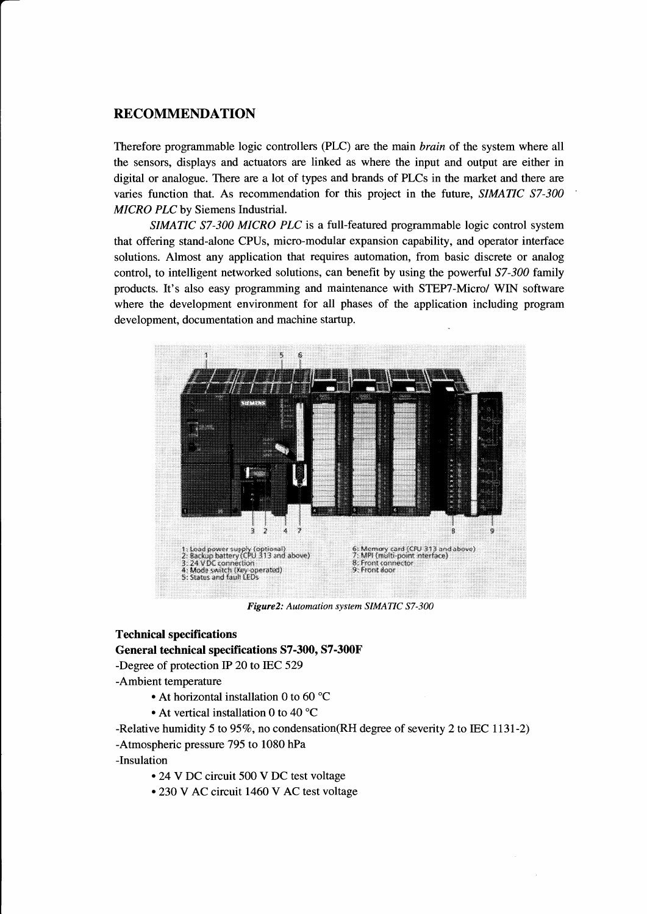## RECOMMENDATION

Therefore programmable logic controllers (PLC) are the main *brain* of the system where all the sensors, displays and actuators are linked as where the input and output are either in digital or analogue. There are a lot of types and brands of PLCs in the market and there are varies function that. As recommendation for this project in the future, *SIMATIC S7-300 MICRO PLC* by Siemens Industrial.

*SIMATIC S7-300 MICRO PLC* is a full-featured programmable logic control system that offering stand-alone CPUs, micro-modular expansion capability, and operator interface solutions. Almost any application that requires automation, from basic discrete or analog control, to intelligent networked solutions, can benefit by using the powerful *S7-300* family products. It's also easy programming and maintenance with STEP7-Micro/ WIN software where the development environment for all phases of the application including program development, documentation and machine startup.

1: Load power supply (optional)
2: Backup battery (CPU 313 and above)
3: 24 V DC connection
4: Mode switch (Key-operated)
5: Status and fault LEDs
6: Memory card (CPU 313 and above)
7: MPI (multi-point interface)
8: Front connector
9: Front door

***Figure2:*** *Automation system SIMATIC S7-300*

**Technical specifications**

**General technical specifications S7-300, S7-300F**

-Degree of protection IP 20 to IEC 529

-Ambient temperature

- At horizontal installation 0 to 60 °C
- At vertical installation 0 to 40 °C

-Relative humidity 5 to 95%, no condensation(RH degree of severity 2 to IEC 1131-2)

-Atmospheric pressure 795 to 1080 hPa

-Insulation

- 24 V DC circuit 500 V DC test voltage
- 230 V AC circuit 1460 V AC test voltage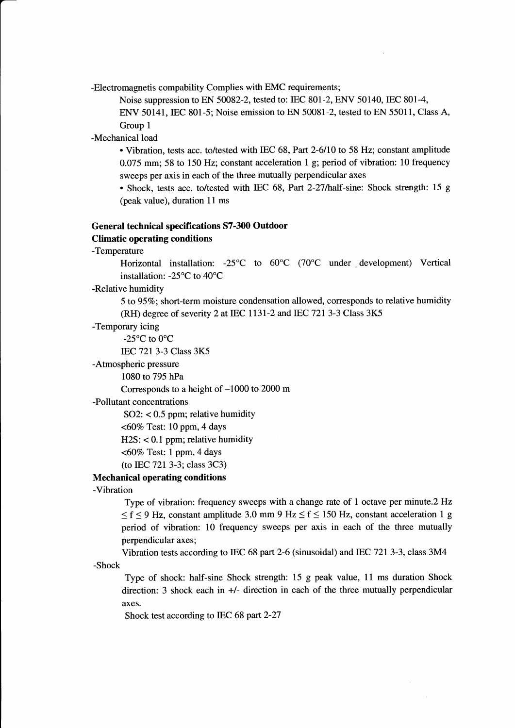-Electromagnetis compability Complies with EMC requirements;

Noise suppression to EN 50082-2, tested to: IEC 801-2, ENV 50140, IEC 801-4, ENV 50141, IEC 801-5; Noise emission to EN 50081-2, tested to EN 55011, Class A, Group 1

-Mechanical load

- Vibration, tests acc. to/tested with IEC 68, Part 2-6/10 to 58 Hz; constant amplitude 0.075 mm; 58 to 150 Hz; constant acceleration 1 g; period of vibration: 10 frequency sweeps per axis in each of the three mutually perpendicular axes
- Shock, tests acc. to/tested with IEC 68, Part 2-27/half-sine: Shock strength: 15 g (peak value), duration 11 ms

**General technical specifications S7-300 Outdoor**

**Climatic operating conditions**

-Temperature

Horizontal installation: -25°C to 60°C (70°C under development) Vertical installation: -25°C to 40°C

-Relative humidity

5 to 95%; short-term moisture condensation allowed, corresponds to relative humidity (RH) degree of severity 2 at IEC 1131-2 and IEC 721 3-3 Class 3K5

-Temporary icing

-25°C to 0°C

IEC 721 3-3 Class 3K5

-Atmospheric pressure

1080 to 795 hPa

Corresponds to a height of –1000 to 2000 m

-Pollutant concentrations

$SO_2$: < 0.5 ppm; relative humidity

<60% Test: 10 ppm, 4 days

$H_2S$: < 0.1 ppm; relative humidity

<60% Test: 1 ppm, 4 days

(to IEC 721 3-3; class 3C3)

**Mechanical operating conditions**

-Vibration

Type of vibration: frequency sweeps with a change rate of 1 octave per minute.2 Hz $\leq f \leq 9$ Hz, constant amplitude 3.0 mm 9 Hz $\leq f \leq 150$ Hz, constant acceleration 1 g period of vibration: 10 frequency sweeps per axis in each of the three mutually perpendicular axes;

Vibration tests according to IEC 68 part 2-6 (sinusoidal) and IEC 721 3-3, class 3M4

-Shock

Type of shock: half-sine Shock strength: 15 g peak value, 11 ms duration Shock direction: 3 shock each in +/- direction in each of the three mutually perpendicular axes.

Shock test according to IEC 68 part 2-27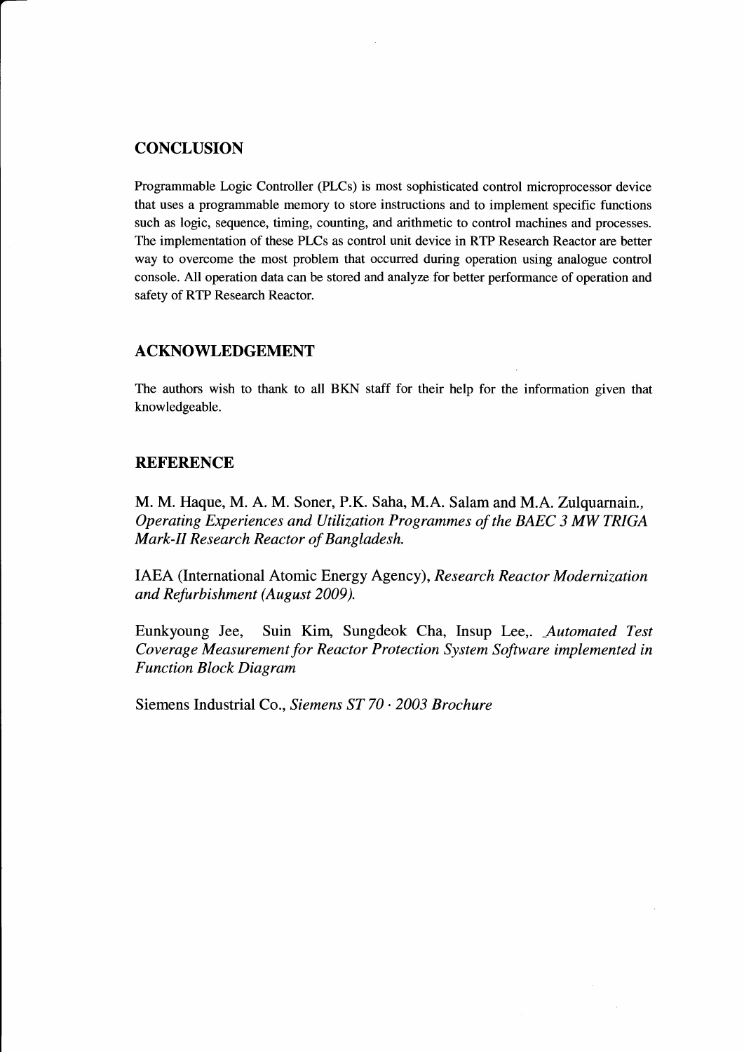## CONCLUSION

Programmable Logic Controller (PLCs) is most sophisticated control microprocessor device that uses a programmable memory to store instructions and to implement specific functions such as logic, sequence, timing, counting, and arithmetic to control machines and processes. The implementation of these PLCs as control unit device in RTP Research Reactor are better way to overcome the most problem that occurred during operation using analogue control console. All operation data can be stored and analyze for better performance of operation and safety of RTP Research Reactor.

## ACKNOWLEDGEMENT

The authors wish to thank to all BKN staff for their help for the information given that knowledgeable.

## REFERENCE

M. M. Haque, M. A. M. Soner, P.K. Saha, M.A. Salam and M.A. Zulquarnain., *Operating Experiences and Utilization Programmes of the BAEC 3 MW TRIGA Mark-II Research Reactor of Bangladesh.*

IAEA (International Atomic Energy Agency), *Research Reactor Modernization and Refurbishment (August 2009).*

Eunkyoung Jee, Suin Kim, Sungdeok Cha, Insup Lee,. *Automated Test Coverage Measurement for Reactor Protection System Software implemented in Function Block Diagram*

Siemens Industrial Co., *Siemens ST 70 · 2003 Brochure*